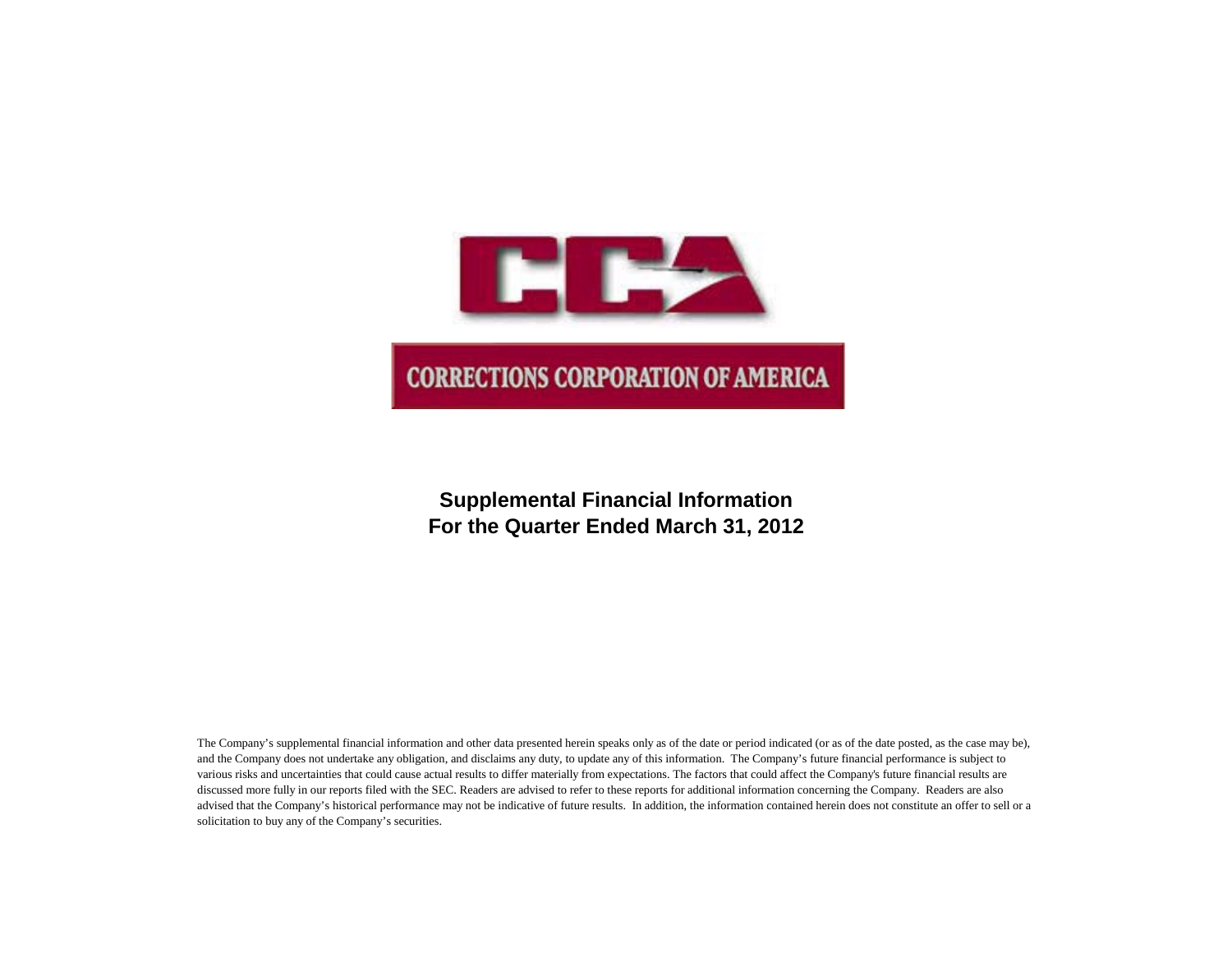CCA

CORRECTIONS CORPORATION OF AMERICA

# Supplemental Financial Information
# For the Quarter Ended March 31, 2012

The Company's supplemental financial information and other data presented herein speaks only as of the date or period indicated (or as of the date posted, as the case may be), and the Company does not undertake any obligation, and disclaims any duty, to update any of this information. The Company's future financial performance is subject to various risks and uncertainties that could cause actual results to differ materially from expectations. The factors that could affect the Company's future financial results are discussed more fully in our reports filed with the SEC. Readers are advised to refer to these reports for additional information concerning the Company. Readers are also advised that the Company's historical performance may not be indicative of future results. In addition, the information contained herein does not constitute an offer to sell or a solicitation to buy any of the Company's securities.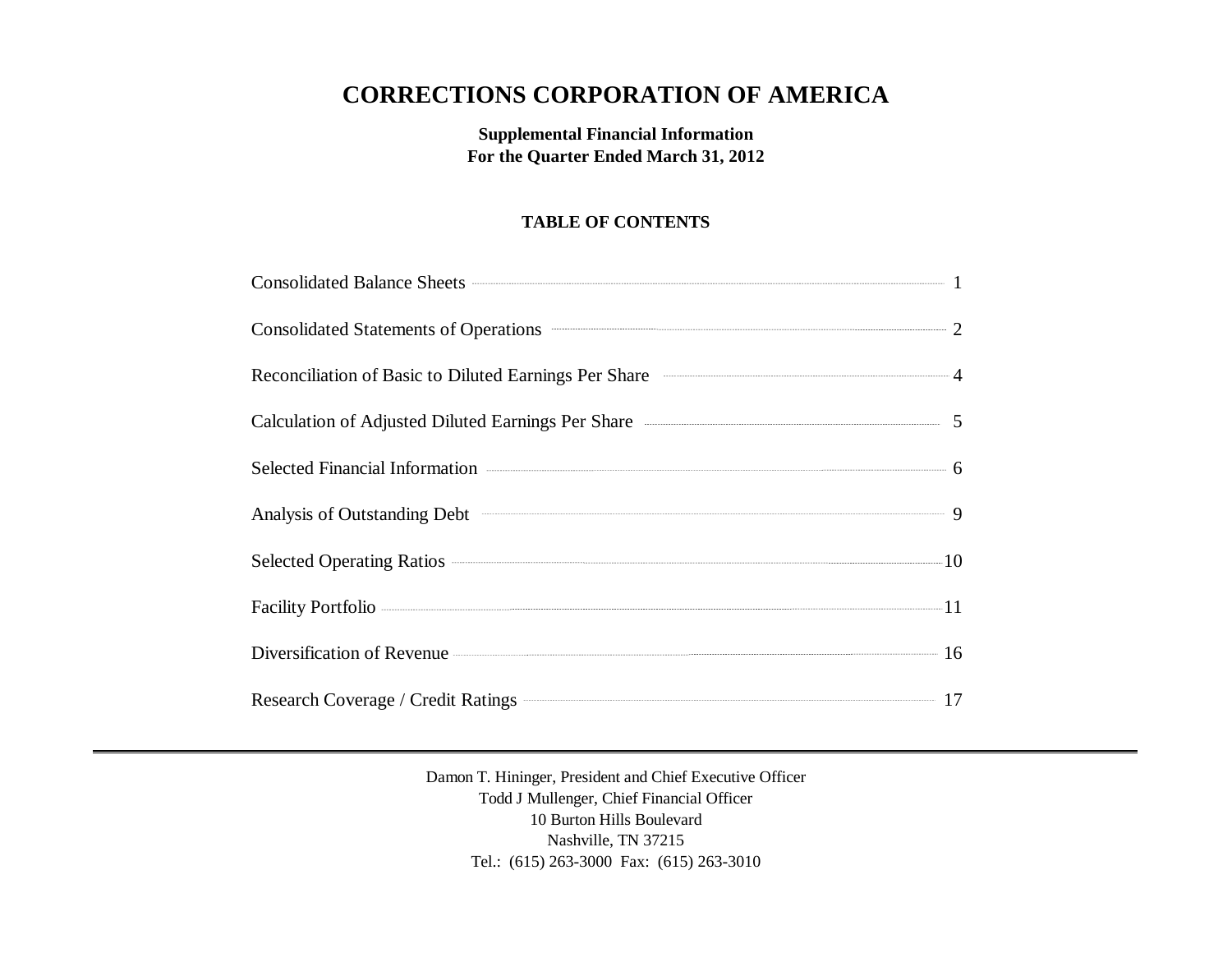# CORRECTIONS CORPORATION OF AMERICA

**Supplemental Financial Information**
**For the Quarter Ended March 31, 2012**

**TABLE OF CONTENTS**

| | |
|---|---|
| Consolidated Balance Sheets | 1 |
| Consolidated Statements of Operations | 2 |
| Reconciliation of Basic to Diluted Earnings Per Share | 4 |
| Calculation of Adjusted Diluted Earnings Per Share | 5 |
| Selected Financial Information | 6 |
| Analysis of Outstanding Debt | 9 |
| Selected Operating Ratios | 10 |
| Facility Portfolio | 11 |
| Diversification of Revenue | 16 |
| Research Coverage / Credit Ratings | 17 |

---

Damon T. Hininger, President and Chief Executive Officer
Todd J Mullenger, Chief Financial Officer
10 Burton Hills Boulevard
Nashville, TN 37215
Tel.: (615) 263-3000 Fax: (615) 263-3010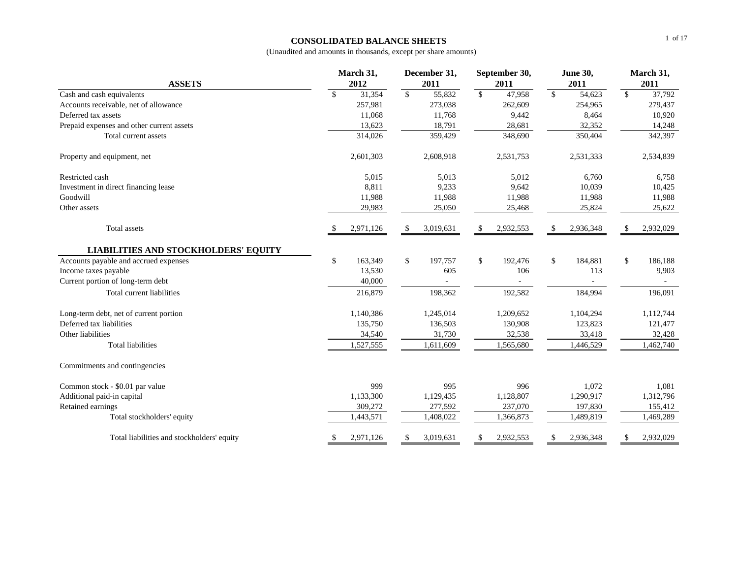# CONSOLIDATED BALANCE SHEETS

(Unaudited and amounts in thousands, except per share amounts)

| ASSETS | March 31, 2012 | December 31, 2011 | September 30, 2011 | June 30, 2011 | March 31, 2011 |
|---|---|---|---|---|---|
| Cash and cash equivalents | $ 31,354 | $ 55,832 | $ 47,958 | $ 54,623 | $ 37,792 |
| Accounts receivable, net of allowance | 257,981 | 273,038 | 262,609 | 254,965 | 279,437 |
| Deferred tax assets | 11,068 | 11,768 | 9,442 | 8,464 | 10,920 |
| Prepaid expenses and other current assets | 13,623 | 18,791 | 28,681 | 32,352 | 14,248 |
| Total current assets | 314,026 | 359,429 | 348,690 | 350,404 | 342,397 |
| Property and equipment, net | 2,601,303 | 2,608,918 | 2,531,753 | 2,531,333 | 2,534,839 |
| Restricted cash | 5,015 | 5,013 | 5,012 | 6,760 | 6,758 |
| Investment in direct financing lease | 8,811 | 9,233 | 9,642 | 10,039 | 10,425 |
| Goodwill | 11,988 | 11,988 | 11,988 | 11,988 | 11,988 |
| Other assets | 29,983 | 25,050 | 25,468 | 25,824 | 25,622 |
| Total assets | $ 2,971,126 | $ 3,019,631 | $ 2,932,553 | $ 2,936,348 | $ 2,932,029 |
| **LIABILITIES AND STOCKHOLDERS' EQUITY** | | | | | |
| Accounts payable and accrued expenses | $ 163,349 | $ 197,757 | $ 192,476 | $ 184,881 | $ 186,188 |
| Income taxes payable | 13,530 | 605 | 106 | 113 | 9,903 |
| Current portion of long-term debt | 40,000 | - | - | - | - |
| Total current liabilities | 216,879 | 198,362 | 192,582 | 184,994 | 196,091 |
| Long-term debt, net of current portion | 1,140,386 | 1,245,014 | 1,209,652 | 1,104,294 | 1,112,744 |
| Deferred tax liabilities | 135,750 | 136,503 | 130,908 | 123,823 | 121,477 |
| Other liabilities | 34,540 | 31,730 | 32,538 | 33,418 | 32,428 |
| Total liabilities | 1,527,555 | 1,611,609 | 1,565,680 | 1,446,529 | 1,462,740 |
| Commitments and contingencies | | | | | |
| Common stock - $0.01 par value | 999 | 995 | 996 | 1,072 | 1,081 |
| Additional paid-in capital | 1,133,300 | 1,129,435 | 1,128,807 | 1,290,917 | 1,312,796 |
| Retained earnings | 309,272 | 277,592 | 237,070 | 197,830 | 155,412 |
| Total stockholders' equity | 1,443,571 | 1,408,022 | 1,366,873 | 1,489,819 | 1,469,289 |
| Total liabilities and stockholders' equity | $ 2,971,126 | $ 3,019,631 | $ 2,932,553 | $ 2,936,348 | $ 2,932,029 |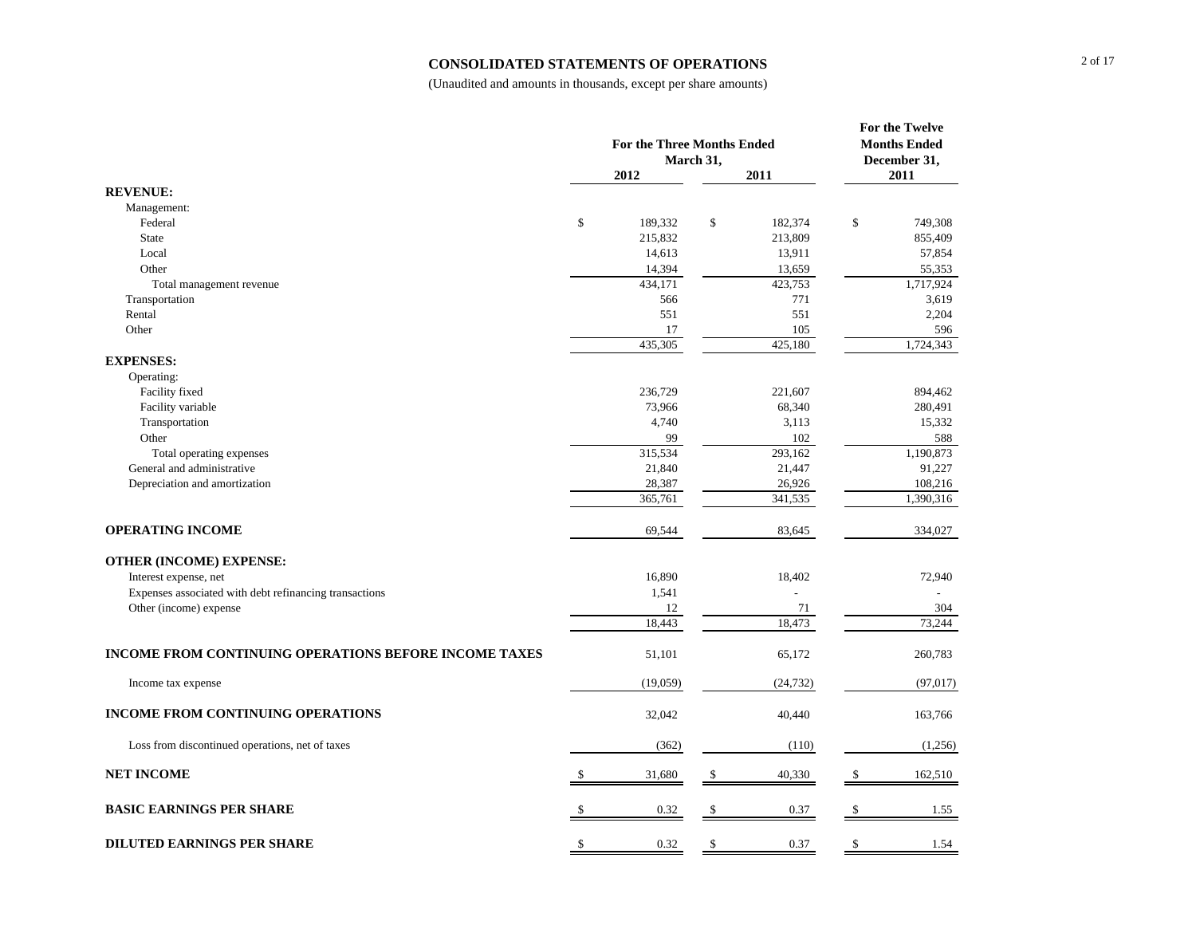# CONSOLIDATED STATEMENTS OF OPERATIONS

(Unaudited and amounts in thousands, except per share amounts)

| | For the Three Months Ended March 31, 2012 | For the Three Months Ended March 31, 2011 | For the Twelve Months Ended December 31, 2011 |
|---|---|---|---|
| **REVENUE:** | | | |
| Management: | | | |
| Federal | $ 189,332 | $ 182,374 | $ 749,308 |
| State | 215,832 | 213,809 | 855,409 |
| Local | 14,613 | 13,911 | 57,854 |
| Other | 14,394 | 13,659 | 55,353 |
| Total management revenue | 434,171 | 423,753 | 1,717,924 |
| Transportation | 566 | 771 | 3,619 |
| Rental | 551 | 551 | 2,204 |
| Other | 17 | 105 | 596 |
| | 435,305 | 425,180 | 1,724,343 |
| **EXPENSES:** | | | |
| Operating: | | | |
| Facility fixed | 236,729 | 221,607 | 894,462 |
| Facility variable | 73,966 | 68,340 | 280,491 |
| Transportation | 4,740 | 3,113 | 15,332 |
| Other | 99 | 102 | 588 |
| Total operating expenses | 315,534 | 293,162 | 1,190,873 |
| General and administrative | 21,840 | 21,447 | 91,227 |
| Depreciation and amortization | 28,387 | 26,926 | 108,216 |
| | 365,761 | 341,535 | 1,390,316 |
| **OPERATING INCOME** | 69,544 | 83,645 | 334,027 |
| **OTHER (INCOME) EXPENSE:** | | | |
| Interest expense, net | 16,890 | 18,402 | 72,940 |
| Expenses associated with debt refinancing transactions | 1,541 | - | - |
| Other (income) expense | 12 | 71 | 304 |
| | 18,443 | 18,473 | 73,244 |
| **INCOME FROM CONTINUING OPERATIONS BEFORE INCOME TAXES** | 51,101 | 65,172 | 260,783 |
| Income tax expense | (19,059) | (24,732) | (97,017) |
| **INCOME FROM CONTINUING OPERATIONS** | 32,042 | 40,440 | 163,766 |
| Loss from discontinued operations, net of taxes | (362) | (110) | (1,256) |
| **NET INCOME** | $ 31,680 | $ 40,330 | $ 162,510 |
| **BASIC EARNINGS PER SHARE** | $ 0.32 | $ 0.37 | $ 1.55 |
| **DILUTED EARNINGS PER SHARE** | $ 0.32 | $ 0.37 | $ 1.54 |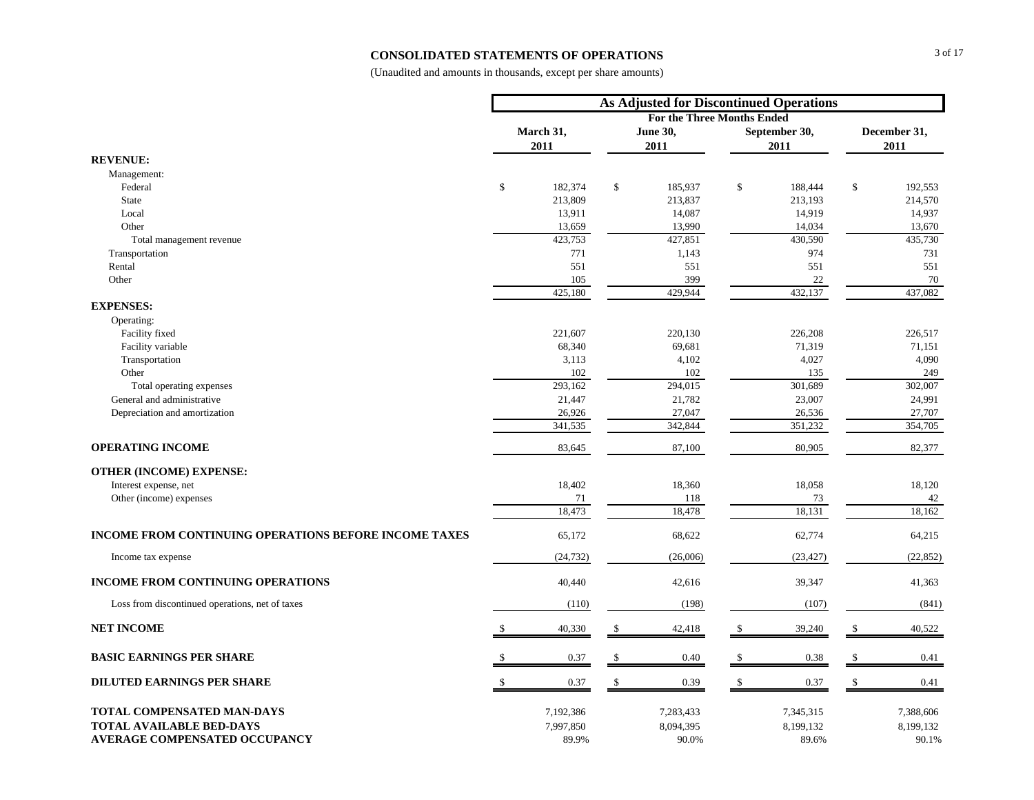# CONSOLIDATED STATEMENTS OF OPERATIONS

(Unaudited and amounts in thousands, except per share amounts)

| | As Adjusted for Discontinued Operations | | | |
|---|---|---|---|---|
| | For the Three Months Ended | | | |
| | March 31, 2011 | June 30, 2011 | September 30, 2011 | December 31, 2011 |
| **REVENUE:** | | | | |
| Management: | | | | |
| Federal | $ 182,374 | $ 185,937 | $ 188,444 | $ 192,553 |
| State | 213,809 | 213,837 | 213,193 | 214,570 |
| Local | 13,911 | 14,087 | 14,919 | 14,937 |
| Other | 13,659 | 13,990 | 14,034 | 13,670 |
| Total management revenue | 423,753 | 427,851 | 430,590 | 435,730 |
| Transportation | 771 | 1,143 | 974 | 731 |
| Rental | 551 | 551 | 551 | 551 |
| Other | 105 | 399 | 22 | 70 |
| | 425,180 | 429,944 | 432,137 | 437,082 |
| **EXPENSES:** | | | | |
| Operating: | | | | |
| Facility fixed | 221,607 | 220,130 | 226,208 | 226,517 |
| Facility variable | 68,340 | 69,681 | 71,319 | 71,151 |
| Transportation | 3,113 | 4,102 | 4,027 | 4,090 |
| Other | 102 | 102 | 135 | 249 |
| Total operating expenses | 293,162 | 294,015 | 301,689 | 302,007 |
| General and administrative | 21,447 | 21,782 | 23,007 | 24,991 |
| Depreciation and amortization | 26,926 | 27,047 | 26,536 | 27,707 |
| | 341,535 | 342,844 | 351,232 | 354,705 |
| **OPERATING INCOME** | 83,645 | 87,100 | 80,905 | 82,377 |
| **OTHER (INCOME) EXPENSE:** | | | | |
| Interest expense, net | 18,402 | 18,360 | 18,058 | 18,120 |
| Other (income) expenses | 71 | 118 | 73 | 42 |
| | 18,473 | 18,478 | 18,131 | 18,162 |
| **INCOME FROM CONTINUING OPERATIONS BEFORE INCOME TAXES** | 65,172 | 68,622 | 62,774 | 64,215 |
| Income tax expense | (24,732) | (26,006) | (23,427) | (22,852) |
| **INCOME FROM CONTINUING OPERATIONS** | 40,440 | 42,616 | 39,347 | 41,363 |
| Loss from discontinued operations, net of taxes | (110) | (198) | (107) | (841) |
| **NET INCOME** | $ 40,330 | $ 42,418 | $ 39,240 | $ 40,522 |
| **BASIC EARNINGS PER SHARE** | $ 0.37 | $ 0.40 | $ 0.38 | $ 0.41 |
| **DILUTED EARNINGS PER SHARE** | $ 0.37 | $ 0.39 | $ 0.37 | $ 0.41 |
| **TOTAL COMPENSATED MAN-DAYS** | 7,192,386 | 7,283,433 | 7,345,315 | 7,388,606 |
| **TOTAL AVAILABLE BED-DAYS** | 7,997,850 | 8,094,395 | 8,199,132 | 8,199,132 |
| **AVERAGE COMPENSATED OCCUPANCY** | 89.9% | 90.0% | 89.6% | 90.1% |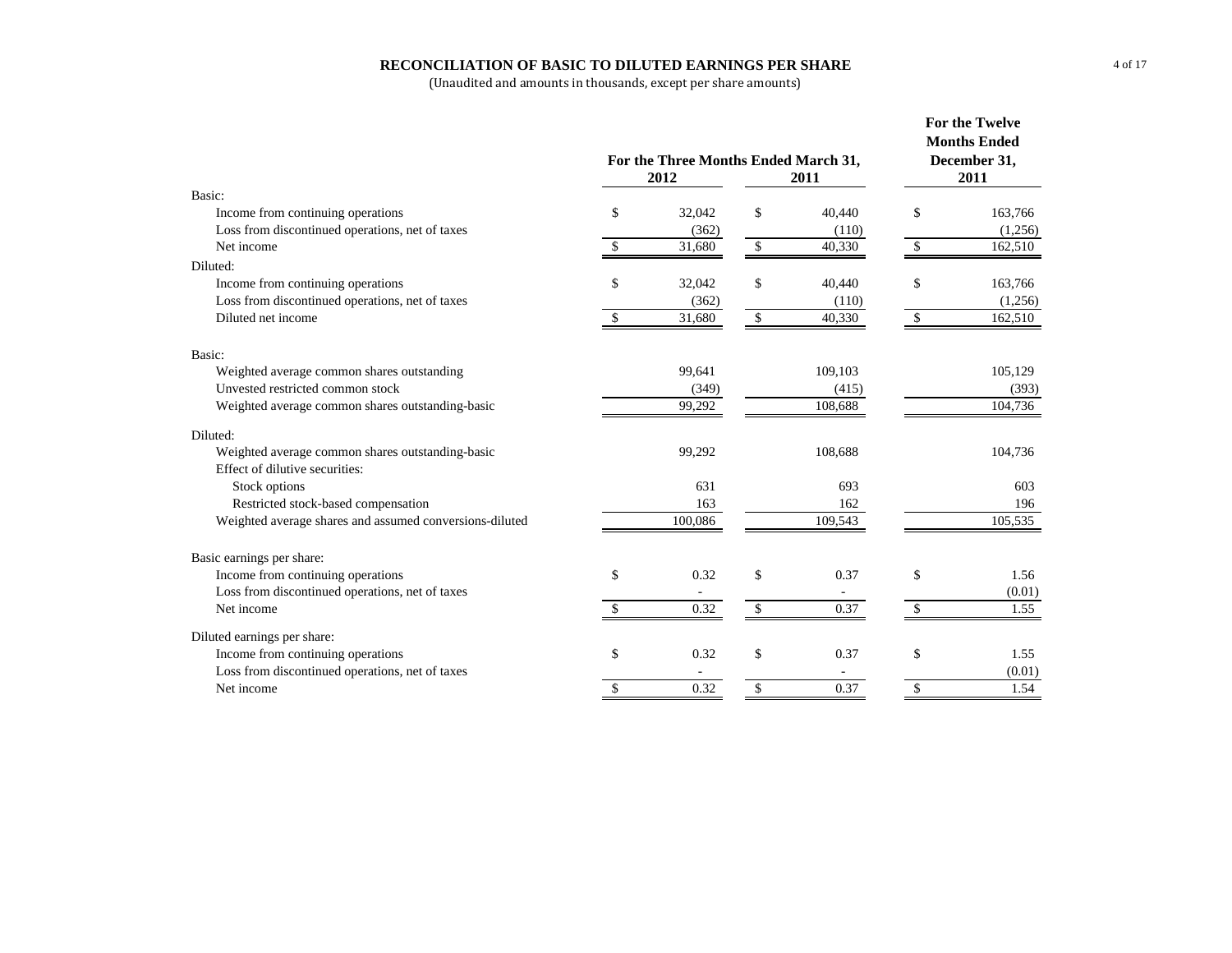## RECONCILIATION OF BASIC TO DILUTED EARNINGS PER SHARE

(Unaudited and amounts in thousands, except per share amounts)

| | For the Three Months Ended March 31, 2012 | For the Three Months Ended March 31, 2011 | For the Twelve Months Ended December 31, 2011 |
|---|---|---|---|
| **Basic:** | | | |
| Income from continuing operations | $ 32,042 | $ 40,440 | $ 163,766 |
| Loss from discontinued operations, net of taxes | (362) | (110) | (1,256) |
| Net income | $ 31,680 | $ 40,330 | $ 162,510 |
| **Diluted:** | | | |
| Income from continuing operations | $ 32,042 | $ 40,440 | $ 163,766 |
| Loss from discontinued operations, net of taxes | (362) | (110) | (1,256) |
| Diluted net income | $ 31,680 | $ 40,330 | $ 162,510 |
| **Basic:** | | | |
| Weighted average common shares outstanding | 99,641 | 109,103 | 105,129 |
| Unvested restricted common stock | (349) | (415) | (393) |
| Weighted average common shares outstanding-basic | 99,292 | 108,688 | 104,736 |
| **Diluted:** | | | |
| Weighted average common shares outstanding-basic | 99,292 | 108,688 | 104,736 |
| Effect of dilutive securities: | | | |
| Stock options | 631 | 693 | 603 |
| Restricted stock-based compensation | 163 | 162 | 196 |
| Weighted average shares and assumed conversions-diluted | 100,086 | 109,543 | 105,535 |
| **Basic earnings per share:** | | | |
| Income from continuing operations | $ 0.32 | $ 0.37 | $ 1.56 |
| Loss from discontinued operations, net of taxes | - | - | (0.01) |
| Net income | $ 0.32 | $ 0.37 | $ 1.55 |
| **Diluted earnings per share:** | | | |
| Income from continuing operations | $ 0.32 | $ 0.37 | $ 1.55 |
| Loss from discontinued operations, net of taxes | - | - | (0.01) |
| Net income | $ 0.32 | $ 0.37 | $ 1.54 |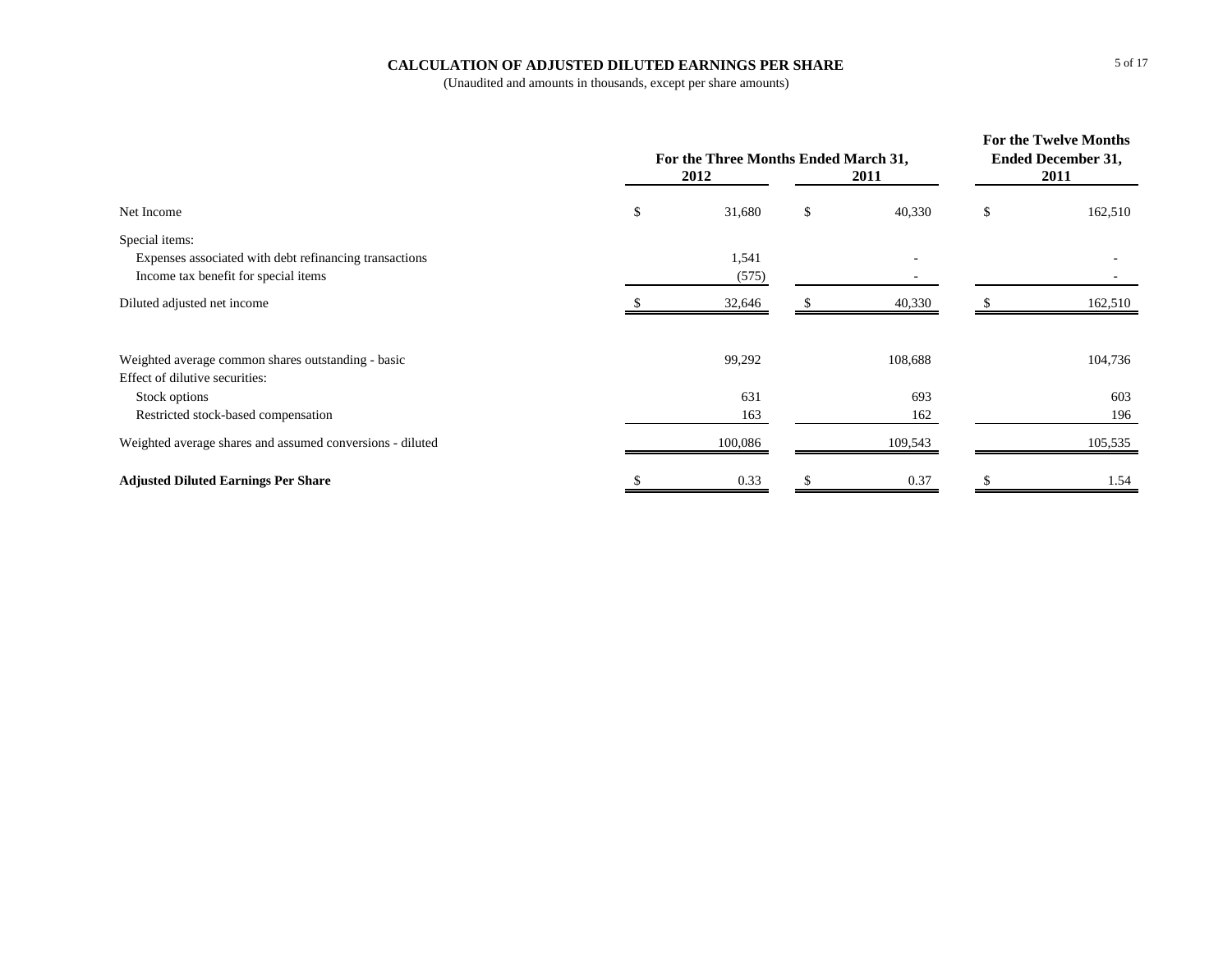# CALCULATION OF ADJUSTED DILUTED EARNINGS PER SHARE

(Unaudited and amounts in thousands, except per share amounts)

| | For the Three Months Ended March 31, 2012 | For the Three Months Ended March 31, 2011 | For the Twelve Months Ended December 31, 2011 |
|---|---|---|---|
| Net Income | $ 31,680 | $ 40,330 | $ 162,510 |
| Special items: | | | |
| Expenses associated with debt refinancing transactions | 1,541 | - | - |
| Income tax benefit for special items | (575) | - | - |
| Diluted adjusted net income | $ 32,646 | $ 40,330 | $ 162,510 |
| | | | |
| Weighted average common shares outstanding - basic | 99,292 | 108,688 | 104,736 |
| Effect of dilutive securities: | | | |
| Stock options | 631 | 693 | 603 |
| Restricted stock-based compensation | 163 | 162 | 196 |
| Weighted average shares and assumed conversions - diluted | 100,086 | 109,543 | 105,535 |
| | | | |
| **Adjusted Diluted Earnings Per Share** | $ 0.33 | $ 0.37 | $ 1.54 |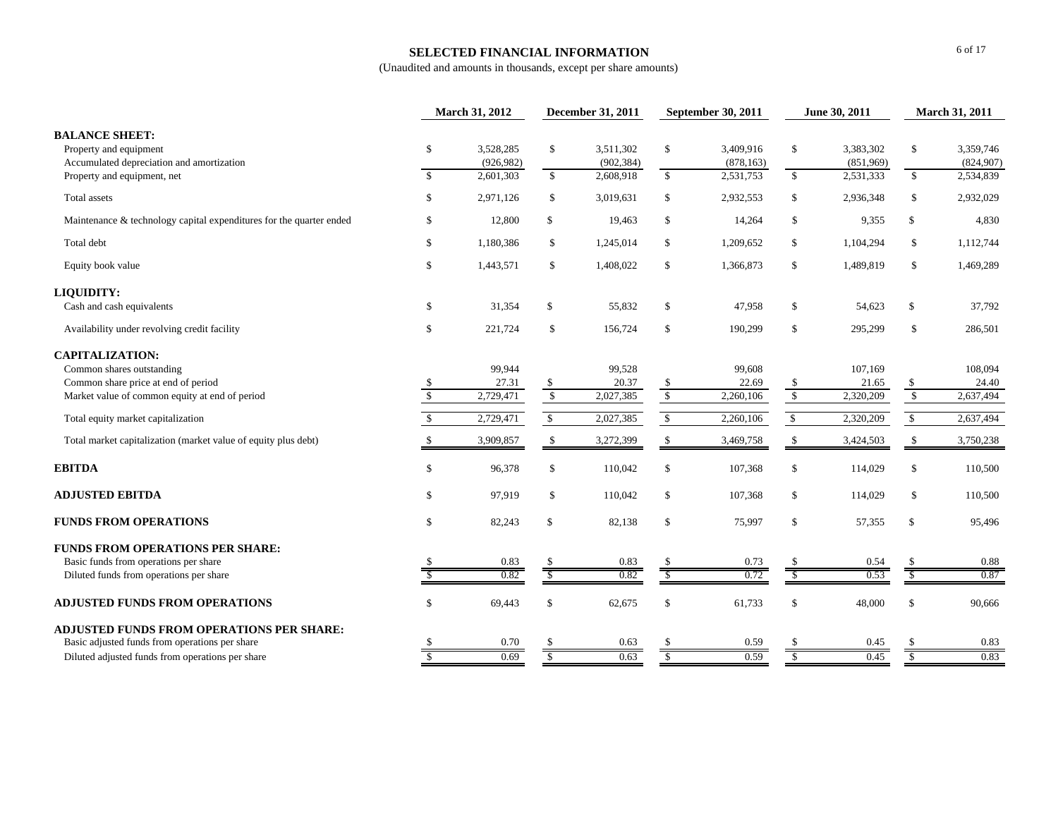# SELECTED FINANCIAL INFORMATION

(Unaudited and amounts in thousands, except per share amounts)

| | March 31, 2012 | December 31, 2011 | September 30, 2011 | June 30, 2011 | March 31, 2011 |
|---|---|---|---|---|---|
| **BALANCE SHEET:** | | | | | |
| Property and equipment | $ 3,528,285 | $ 3,511,302 | $ 3,409,916 | $ 3,383,302 | $ 3,359,746 |
| Accumulated depreciation and amortization | (926,982) | (902,384) | (878,163) | (851,969) | (824,907) |
| Property and equipment, net | $ 2,601,303 | $ 2,608,918 | $ 2,531,753 | $ 2,531,333 | $ 2,534,839 |
| Total assets | $ 2,971,126 | $ 3,019,631 | $ 2,932,553 | $ 2,936,348 | $ 2,932,029 |
| Maintenance & technology capital expenditures for the quarter ended | $ 12,800 | $ 19,463 | $ 14,264 | $ 9,355 | $ 4,830 |
| Total debt | $ 1,180,386 | $ 1,245,014 | $ 1,209,652 | $ 1,104,294 | $ 1,112,744 |
| Equity book value | $ 1,443,571 | $ 1,408,022 | $ 1,366,873 | $ 1,489,819 | $ 1,469,289 |
| **LIQUIDITY:** | | | | | |
| Cash and cash equivalents | $ 31,354 | $ 55,832 | $ 47,958 | $ 54,623 | $ 37,792 |
| Availability under revolving credit facility | $ 221,724 | $ 156,724 | $ 190,299 | $ 295,299 | $ 286,501 |
| **CAPITALIZATION:** | | | | | |
| Common shares outstanding | 99,944 | 99,528 | 99,608 | 107,169 | 108,094 |
| Common share price at end of period | $ 27.31 | $ 20.37 | $ 22.69 | $ 21.65 | $ 24.40 |
| Market value of common equity at end of period | $ 2,729,471 | $ 2,027,385 | $ 2,260,106 | $ 2,320,209 | $ 2,637,494 |
| Total equity market capitalization | $ 2,729,471 | $ 2,027,385 | $ 2,260,106 | $ 2,320,209 | $ 2,637,494 |
| Total market capitalization (market value of equity plus debt) | $ 3,909,857 | $ 3,272,399 | $ 3,469,758 | $ 3,424,503 | $ 3,750,238 |
| **EBITDA** | $ 96,378 | $ 110,042 | $ 107,368 | $ 114,029 | $ 110,500 |
| **ADJUSTED EBITDA** | $ 97,919 | $ 110,042 | $ 107,368 | $ 114,029 | $ 110,500 |
| **FUNDS FROM OPERATIONS** | $ 82,243 | $ 82,138 | $ 75,997 | $ 57,355 | $ 95,496 |
| **FUNDS FROM OPERATIONS PER SHARE:** | | | | | |
| Basic funds from operations per share | $ 0.83 | $ 0.83 | $ 0.73 | $ 0.54 | $ 0.88 |
| Diluted funds from operations per share | $ 0.82 | $ 0.82 | $ 0.72 | $ 0.53 | $ 0.87 |
| **ADJUSTED FUNDS FROM OPERATIONS** | $ 69,443 | $ 62,675 | $ 61,733 | $ 48,000 | $ 90,666 |
| **ADJUSTED FUNDS FROM OPERATIONS PER SHARE:** | | | | | |
| Basic adjusted funds from operations per share | $ 0.70 | $ 0.63 | $ 0.59 | $ 0.45 | $ 0.83 |
| Diluted adjusted funds from operations per share | $ 0.69 | $ 0.63 | $ 0.59 | $ 0.45 | $ 0.83 |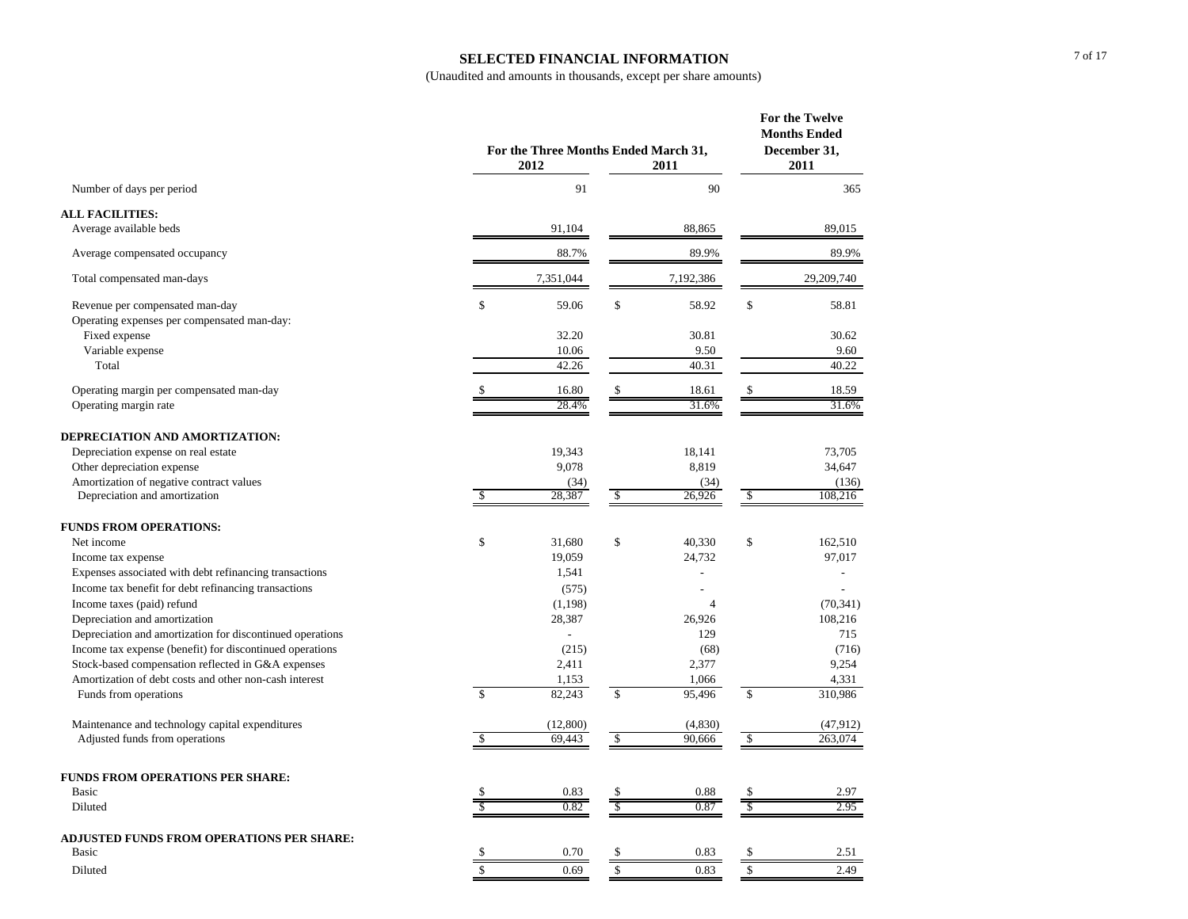# SELECTED FINANCIAL INFORMATION

(Unaudited and amounts in thousands, except per share amounts)

| | For the Three Months Ended March 31, 2012 | For the Three Months Ended March 31, 2011 | For the Twelve Months Ended December 31, 2011 |
|---|---|---|---|
| Number of days per period | 91 | 90 | 365 |
| **ALL FACILITIES:** | | | |
| Average available beds | 91,104 | 88,865 | 89,015 |
| Average compensated occupancy | 88.7% | 89.9% | 89.9% |
| Total compensated man-days | 7,351,044 | 7,192,386 | 29,209,740 |
| Revenue per compensated man-day | $ 59.06 | $ 58.92 | $ 58.81 |
| Operating expenses per compensated man-day: | | | |
| Fixed expense | 32.20 | 30.81 | 30.62 |
| Variable expense | 10.06 | 9.50 | 9.60 |
| Total | 42.26 | 40.31 | 40.22 |
| Operating margin per compensated man-day | $ 16.80 | $ 18.61 | $ 18.59 |
| Operating margin rate | 28.4% | 31.6% | 31.6% |
| **DEPRECIATION AND AMORTIZATION:** | | | |
| Depreciation expense on real estate | 19,343 | 18,141 | 73,705 |
| Other depreciation expense | 9,078 | 8,819 | 34,647 |
| Amortization of negative contract values | (34) | (34) | (136) |
| Depreciation and amortization | $ 28,387 | $ 26,926 | $ 108,216 |
| **FUNDS FROM OPERATIONS:** | | | |
| Net income | $ 31,680 | $ 40,330 | $ 162,510 |
| Income tax expense | 19,059 | 24,732 | 97,017 |
| Expenses associated with debt refinancing transactions | 1,541 | - | - |
| Income tax benefit for debt refinancing transactions | (575) | - | - |
| Income taxes (paid) refund | (1,198) | 4 | (70,341) |
| Depreciation and amortization | 28,387 | 26,926 | 108,216 |
| Depreciation and amortization for discontinued operations | - | 129 | 715 |
| Income tax expense (benefit) for discontinued operations | (215) | (68) | (716) |
| Stock-based compensation reflected in G&A expenses | 2,411 | 2,377 | 9,254 |
| Amortization of debt costs and other non-cash interest | 1,153 | 1,066 | 4,331 |
| Funds from operations | $ 82,243 | $ 95,496 | $ 310,986 |
| Maintenance and technology capital expenditures | (12,800) | (4,830) | (47,912) |
| Adjusted funds from operations | $ 69,443 | $ 90,666 | $ 263,074 |
| **FUNDS FROM OPERATIONS PER SHARE:** | | | |
| Basic | $ 0.83 | $ 0.88 | $ 2.97 |
| Diluted | $ 0.82 | $ 0.87 | $ 2.95 |
| **ADJUSTED FUNDS FROM OPERATIONS PER SHARE:** | | | |
| Basic | $ 0.70 | $ 0.83 | $ 2.51 |
| Diluted | $ 0.69 | $ 0.83 | $ 2.49 |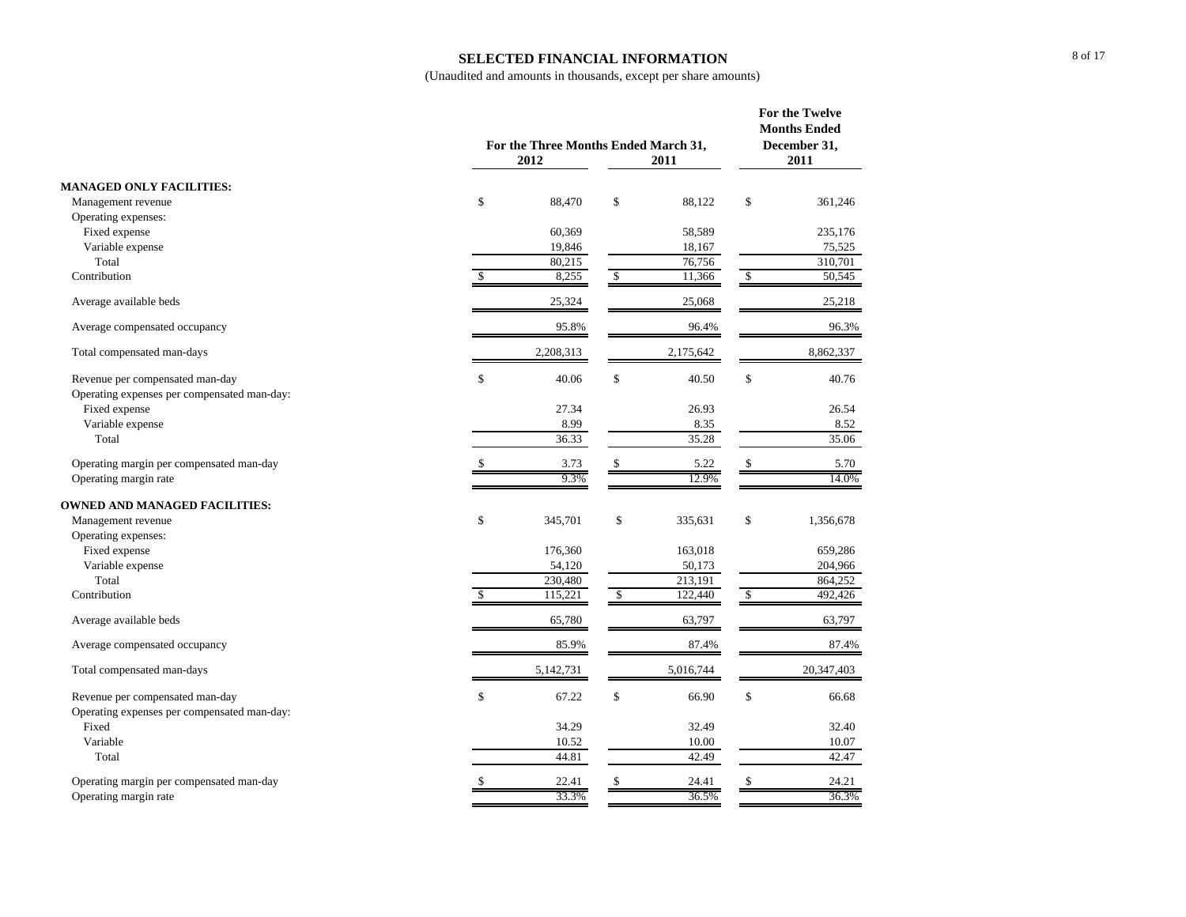# SELECTED FINANCIAL INFORMATION

(Unaudited and amounts in thousands, except per share amounts)

| | For the Three Months Ended March 31, 2012 | For the Three Months Ended March 31, 2011 | For the Twelve Months Ended December 31, 2011 |
|---|---|---|---|
| **MANAGED ONLY FACILITIES:** | | | |
| Management revenue | $ 88,470 | $ 88,122 | $ 361,246 |
| Operating expenses: | | | |
| Fixed expense | 60,369 | 58,589 | 235,176 |
| Variable expense | 19,846 | 18,167 | 75,525 |
| Total | 80,215 | 76,756 | 310,701 |
| Contribution | $ 8,255 | $ 11,366 | $ 50,545 |
| Average available beds | 25,324 | 25,068 | 25,218 |
| Average compensated occupancy | 95.8% | 96.4% | 96.3% |
| Total compensated man-days | 2,208,313 | 2,175,642 | 8,862,337 |
| Revenue per compensated man-day | $ 40.06 | $ 40.50 | $ 40.76 |
| Operating expenses per compensated man-day: | | | |
| Fixed expense | 27.34 | 26.93 | 26.54 |
| Variable expense | 8.99 | 8.35 | 8.52 |
| Total | 36.33 | 35.28 | 35.06 |
| Operating margin per compensated man-day | $ 3.73 | $ 5.22 | $ 5.70 |
| Operating margin rate | 9.3% | 12.9% | 14.0% |
| **OWNED AND MANAGED FACILITIES:** | | | |
| Management revenue | $ 345,701 | $ 335,631 | $ 1,356,678 |
| Operating expenses: | | | |
| Fixed expense | 176,360 | 163,018 | 659,286 |
| Variable expense | 54,120 | 50,173 | 204,966 |
| Total | 230,480 | 213,191 | 864,252 |
| Contribution | $ 115,221 | $ 122,440 | $ 492,426 |
| Average available beds | 65,780 | 63,797 | 63,797 |
| Average compensated occupancy | 85.9% | 87.4% | 87.4% |
| Total compensated man-days | 5,142,731 | 5,016,744 | 20,347,403 |
| Revenue per compensated man-day | $ 67.22 | $ 66.90 | $ 66.68 |
| Operating expenses per compensated man-day: | | | |
| Fixed | 34.29 | 32.49 | 32.40 |
| Variable | 10.52 | 10.00 | 10.07 |
| Total | 44.81 | 42.49 | 42.47 |
| Operating margin per compensated man-day | $ 22.41 | $ 24.41 | $ 24.21 |
| Operating margin rate | 33.3% | 36.5% | 36.3% |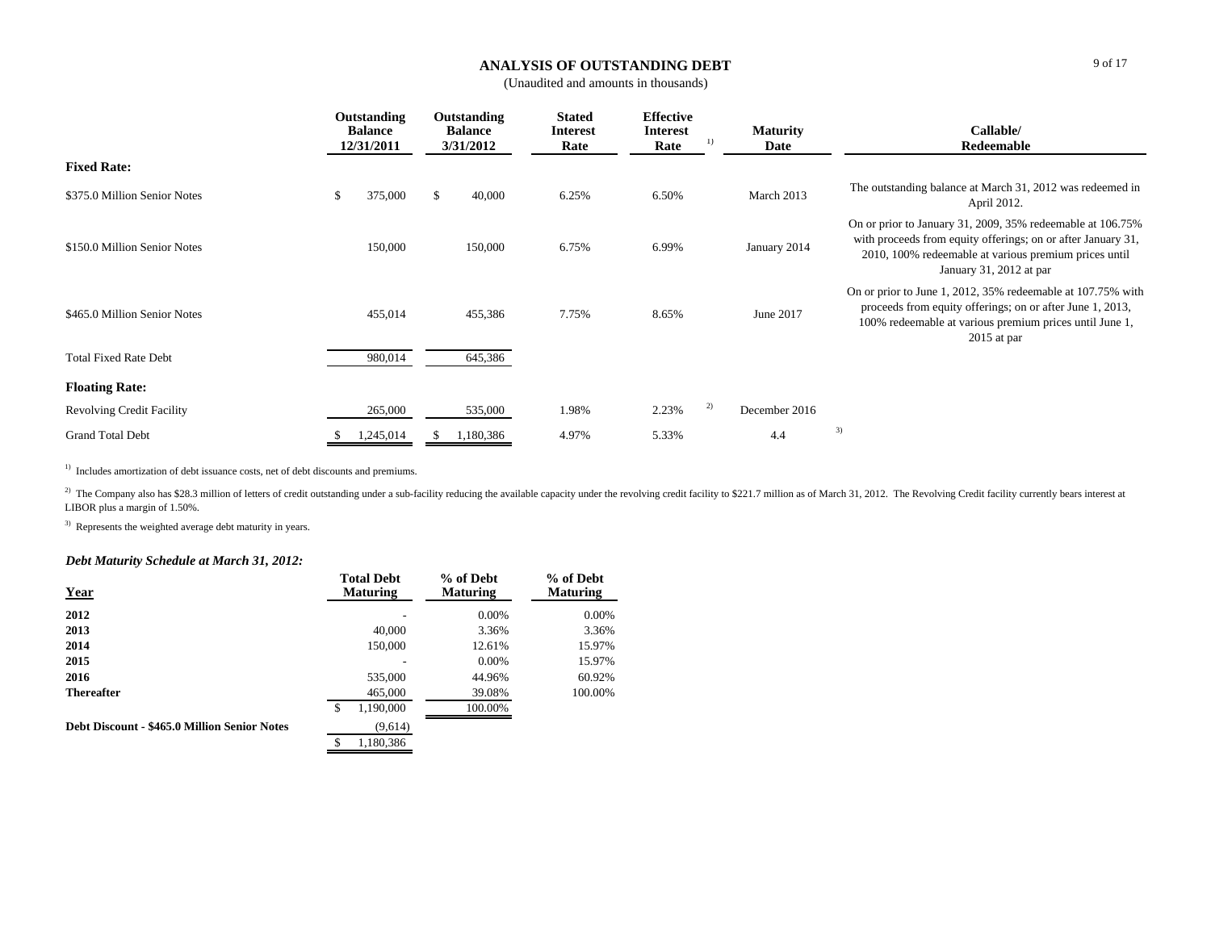# ANALYSIS OF OUTSTANDING DEBT

(Unaudited and amounts in thousands)

| | Outstanding Balance 12/31/2011 | Outstanding Balance 3/31/2012 | Stated Interest Rate | Effective Interest Rate [1] | Maturity Date | Callable/ Redeemable |
|---|---|---|---|---|---|---|
| **Fixed Rate:** | | | | | | |
| $375.0 Million Senior Notes | $ 375,000 | $ 40,000 | 6.25% | 6.50% | March 2013 | The outstanding balance at March 31, 2012 was redeemed in April 2012. |
| $150.0 Million Senior Notes | 150,000 | 150,000 | 6.75% | 6.99% | January 2014 | On or prior to January 31, 2009, 35% redeemable at 106.75% with proceeds from equity offerings; on or after January 31, 2010, 100% redeemable at various premium prices until January 31, 2012 at par |
| $465.0 Million Senior Notes | 455,014 | 455,386 | 7.75% | 8.65% | June 2017 | On or prior to June 1, 2012, 35% redeemable at 107.75% with proceeds from equity offerings; on or after June 1, 2013, 100% redeemable at various premium prices until June 1, 2015 at par |
| Total Fixed Rate Debt | 980,014 | 645,386 | | | | |
| **Floating Rate:** | | | | | | |
| Revolving Credit Facility | 265,000 | 535,000 | 1.98% | 2.23% [2] | December 2016 | |
| Grand Total Debt | $ 1,245,014 | $ 1,180,386 | 4.97% | 5.33% | 4.4 [3] | |

[1] Includes amortization of debt issuance costs, net of debt discounts and premiums.

[2] The Company also has $28.3 million of letters of credit outstanding under a sub-facility reducing the available capacity under the revolving credit facility to $221.7 million as of March 31, 2012. The Revolving Credit facility currently bears interest at LIBOR plus a margin of 1.50%.

[3] Represents the weighted average debt maturity in years.

### *Debt Maturity Schedule at March 31, 2012:*

| Year | Total Debt Maturing | % of Debt Maturing | % of Debt Maturing |
|---|---|---|---|
| **2012** | - | 0.00% | 0.00% |
| **2013** | 40,000 | 3.36% | 3.36% |
| **2014** | 150,000 | 12.61% | 15.97% |
| **2015** | - | 0.00% | 15.97% |
| **2016** | 535,000 | 44.96% | 60.92% |
| **Thereafter** | 465,000 | 39.08% | 100.00% |
| | $ 1,190,000 | 100.00% | |
| **Debt Discount - $465.0 Million Senior Notes** | (9,614) | | |
| | $ 1,180,386 | | |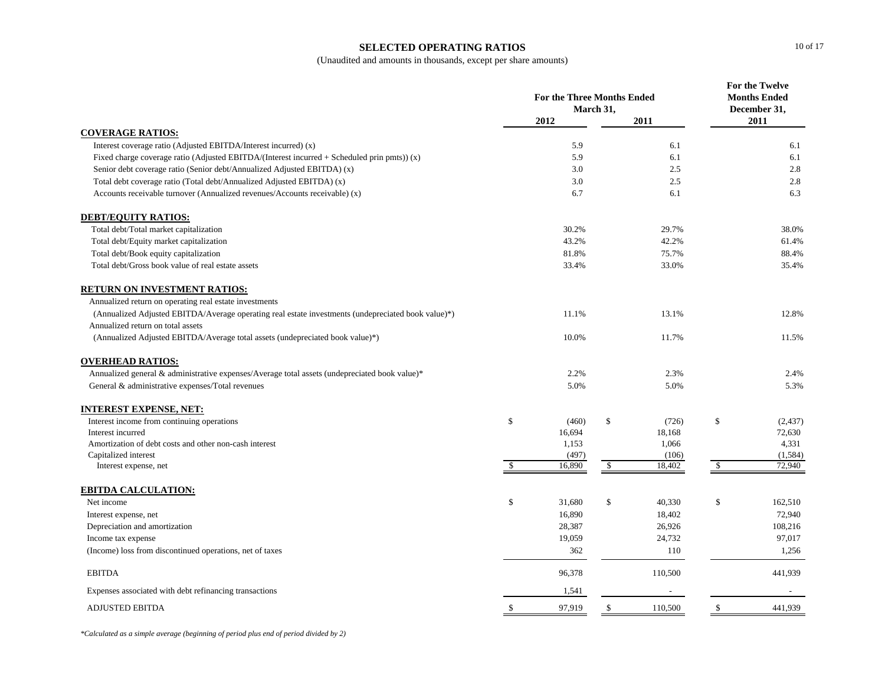# SELECTED OPERATING RATIOS

(Unaudited and amounts in thousands, except per share amounts)

| | For the Three Months Ended March 31, 2012 | For the Three Months Ended March 31, 2011 | For the Twelve Months Ended December 31, 2011 |
|---|---|---|---|
| **COVERAGE RATIOS:** | | | |
| Interest coverage ratio (Adjusted EBITDA/Interest incurred) (x) | 5.9 | 6.1 | 6.1 |
| Fixed charge coverage ratio (Adjusted EBITDA/(Interest incurred + Scheduled prin pmts)) (x) | 5.9 | 6.1 | 6.1 |
| Senior debt coverage ratio (Senior debt/Annualized Adjusted EBITDA) (x) | 3.0 | 2.5 | 2.8 |
| Total debt coverage ratio (Total debt/Annualized Adjusted EBITDA) (x) | 3.0 | 2.5 | 2.8 |
| Accounts receivable turnover (Annualized revenues/Accounts receivable) (x) | 6.7 | 6.1 | 6.3 |
| **DEBT/EQUITY RATIOS:** | | | |
| Total debt/Total market capitalization | 30.2% | 29.7% | 38.0% |
| Total debt/Equity market capitalization | 43.2% | 42.2% | 61.4% |
| Total debt/Book equity capitalization | 81.8% | 75.7% | 88.4% |
| Total debt/Gross book value of real estate assets | 33.4% | 33.0% | 35.4% |
| **RETURN ON INVESTMENT RATIOS:** | | | |
| Annualized return on operating real estate investments (Annualized Adjusted EBITDA/Average operating real estate investments (undepreciated book value)*) | 11.1% | 13.1% | 12.8% |
| Annualized return on total assets (Annualized Adjusted EBITDA/Average total assets (undepreciated book value)*) | 10.0% | 11.7% | 11.5% |
| **OVERHEAD RATIOS:** | | | |
| Annualized general & administrative expenses/Average total assets (undepreciated book value)* | 2.2% | 2.3% | 2.4% |
| General & administrative expenses/Total revenues | 5.0% | 5.0% | 5.3% |
| **INTEREST EXPENSE, NET:** | | | |
| Interest income from continuing operations | $ (460) | $ (726) | $ (2,437) |
| Interest incurred | 16,694 | 18,168 | 72,630 |
| Amortization of debt costs and other non-cash interest | 1,153 | 1,066 | 4,331 |
| Capitalized interest | (497) | (106) | (1,584) |
| Interest expense, net | $ 16,890 | $ 18,402 | $ 72,940 |
| **EBITDA CALCULATION:** | | | |
| Net income | $ 31,680 | $ 40,330 | $ 162,510 |
| Interest expense, net | 16,890 | 18,402 | 72,940 |
| Depreciation and amortization | 28,387 | 26,926 | 108,216 |
| Income tax expense | 19,059 | 24,732 | 97,017 |
| (Income) loss from discontinued operations, net of taxes | 362 | 110 | 1,256 |
| EBITDA | 96,378 | 110,500 | 441,939 |
| Expenses associated with debt refinancing transactions | 1,541 | - | - |
| ADJUSTED EBITDA | $ 97,919 | $ 110,500 | $ 441,939 |

*Calculated as a simple average (beginning of period plus end of period divided by 2)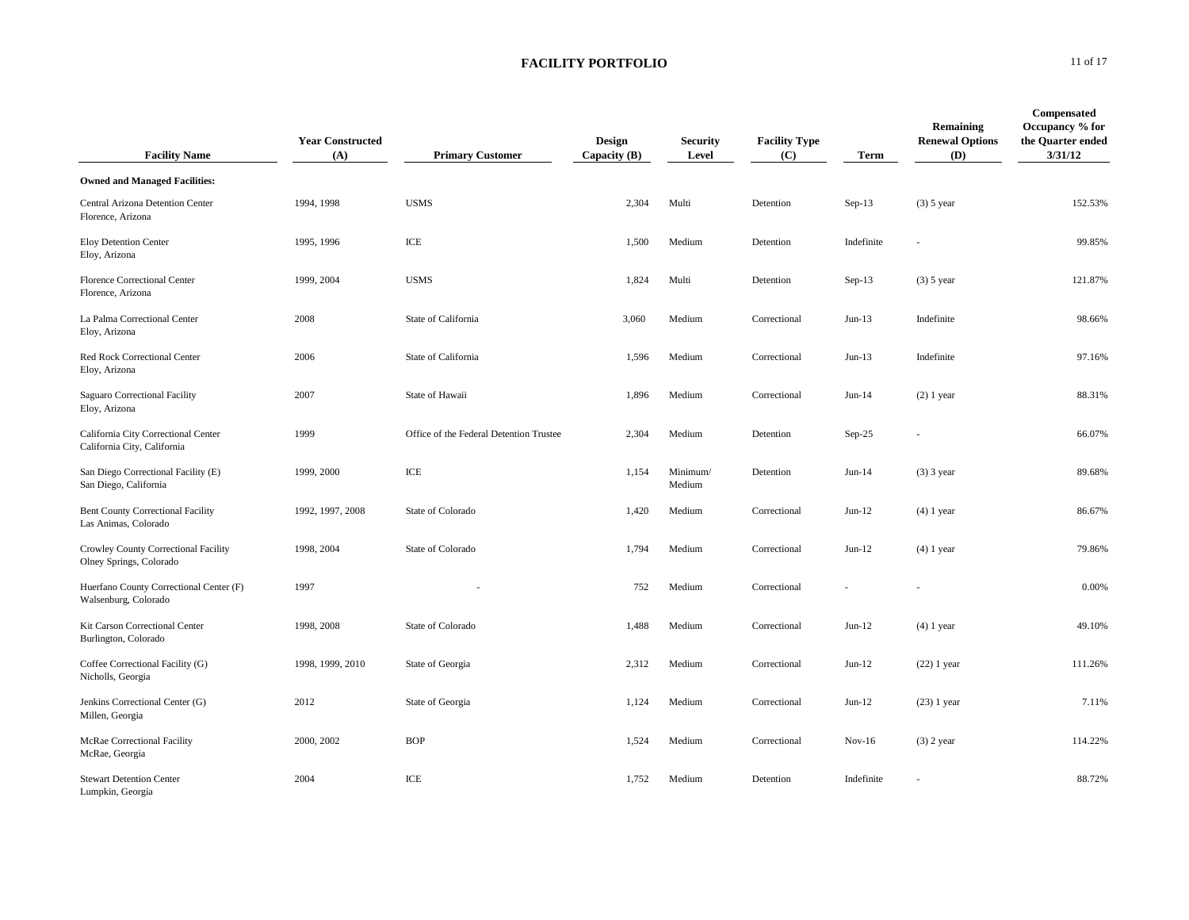# FACILITY PORTFOLIO

| Facility Name | Year Constructed (A) | Primary Customer | Design Capacity (B) | Security Level | Facility Type (C) | Term | Remaining Renewal Options (D) | Compensated Occupancy % for the Quarter ended 3/31/12 |
|---|---|---|---|---|---|---|---|---|
| **Owned and Managed Facilities:** | | | | | | | | |
| Central Arizona Detention Center Florence, Arizona | 1994, 1998 | USMS | 2,304 | Multi | Detention | Sep-13 | (3) 5 year | 152.53% |
| Eloy Detention Center Eloy, Arizona | 1995, 1996 | ICE | 1,500 | Medium | Detention | Indefinite | - | 99.85% |
| Florence Correctional Center Florence, Arizona | 1999, 2004 | USMS | 1,824 | Multi | Detention | Sep-13 | (3) 5 year | 121.87% |
| La Palma Correctional Center Eloy, Arizona | 2008 | State of California | 3,060 | Medium | Correctional | Jun-13 | Indefinite | 98.66% |
| Red Rock Correctional Center Eloy, Arizona | 2006 | State of California | 1,596 | Medium | Correctional | Jun-13 | Indefinite | 97.16% |
| Saguaro Correctional Facility Eloy, Arizona | 2007 | State of Hawaii | 1,896 | Medium | Correctional | Jun-14 | (2) 1 year | 88.31% |
| California City Correctional Center California City, California | 1999 | Office of the Federal Detention Trustee | 2,304 | Medium | Detention | Sep-25 | - | 66.07% |
| San Diego Correctional Facility (E) San Diego, California | 1999, 2000 | ICE | 1,154 | Minimum/ Medium | Detention | Jun-14 | (3) 3 year | 89.68% |
| Bent County Correctional Facility Las Animas, Colorado | 1992, 1997, 2008 | State of Colorado | 1,420 | Medium | Correctional | Jun-12 | (4) 1 year | 86.67% |
| Crowley County Correctional Facility Olney Springs, Colorado | 1998, 2004 | State of Colorado | 1,794 | Medium | Correctional | Jun-12 | (4) 1 year | 79.86% |
| Huerfano County Correctional Center (F) Walsenburg, Colorado | 1997 | - | 752 | Medium | Correctional | - | - | 0.00% |
| Kit Carson Correctional Center Burlington, Colorado | 1998, 2008 | State of Colorado | 1,488 | Medium | Correctional | Jun-12 | (4) 1 year | 49.10% |
| Coffee Correctional Facility (G) Nicholls, Georgia | 1998, 1999, 2010 | State of Georgia | 2,312 | Medium | Correctional | Jun-12 | (22) 1 year | 111.26% |
| Jenkins Correctional Center (G) Millen, Georgia | 2012 | State of Georgia | 1,124 | Medium | Correctional | Jun-12 | (23) 1 year | 7.11% |
| McRae Correctional Facility McRae, Georgia | 2000, 2002 | BOP | 1,524 | Medium | Correctional | Nov-16 | (3) 2 year | 114.22% |
| Stewart Detention Center Lumpkin, Georgia | 2004 | ICE | 1,752 | Medium | Detention | Indefinite | - | 88.72% |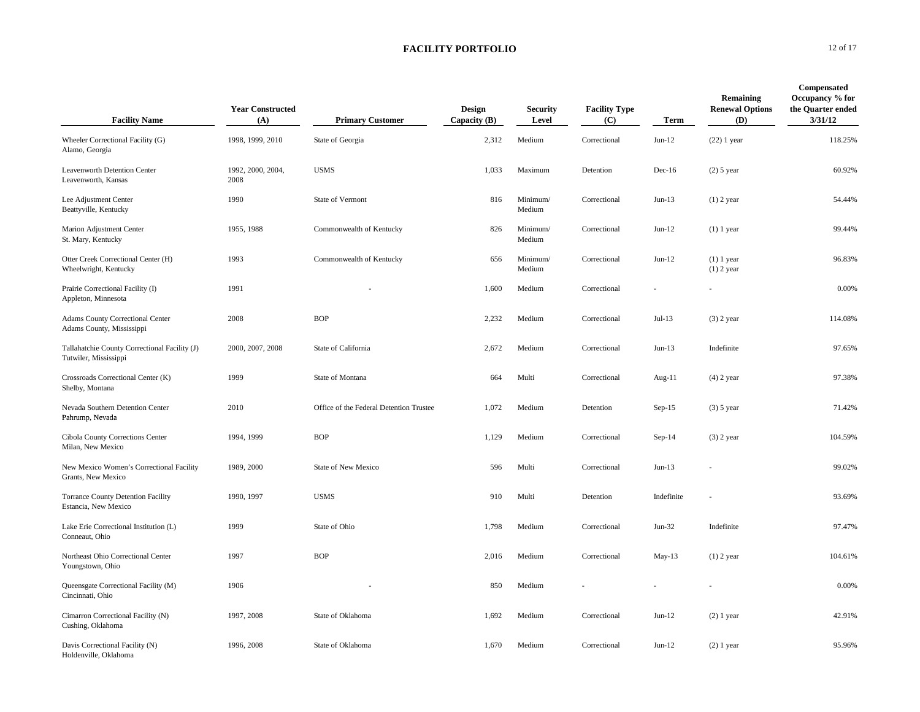# FACILITY PORTFOLIO

| Facility Name | Year Constructed (A) | Primary Customer | Design Capacity (B) | Security Level | Facility Type (C) | Term | Remaining Renewal Options (D) | Compensated Occupancy % for the Quarter ended 3/31/12 |
|---|---|---|---|---|---|---|---|---|
| Wheeler Correctional Facility (G) Alamo, Georgia | 1998, 1999, 2010 | State of Georgia | 2,312 | Medium | Correctional | Jun-12 | (22) 1 year | 118.25% |
| Leavenworth Detention Center Leavenworth, Kansas | 1992, 2000, 2004, 2008 | USMS | 1,033 | Maximum | Detention | Dec-16 | (2) 5 year | 60.92% |
| Lee Adjustment Center Beattyville, Kentucky | 1990 | State of Vermont | 816 | Minimum/ Medium | Correctional | Jun-13 | (1) 2 year | 54.44% |
| Marion Adjustment Center St. Mary, Kentucky | 1955, 1988 | Commonwealth of Kentucky | 826 | Minimum/ Medium | Correctional | Jun-12 | (1) 1 year | 99.44% |
| Otter Creek Correctional Center (H) Wheelwright, Kentucky | 1993 | Commonwealth of Kentucky | 656 | Minimum/ Medium | Correctional | Jun-12 | (1) 1 year (1) 2 year | 96.83% |
| Prairie Correctional Facility (I) Appleton, Minnesota | 1991 | - | 1,600 | Medium | Correctional | - | - | 0.00% |
| Adams County Correctional Center Adams County, Mississippi | 2008 | BOP | 2,232 | Medium | Correctional | Jul-13 | (3) 2 year | 114.08% |
| Tallahatchie County Correctional Facility (J) Tutwiler, Mississippi | 2000, 2007, 2008 | State of California | 2,672 | Medium | Correctional | Jun-13 | Indefinite | 97.65% |
| Crossroads Correctional Center (K) Shelby, Montana | 1999 | State of Montana | 664 | Multi | Correctional | Aug-11 | (4) 2 year | 97.38% |
| Nevada Southern Detention Center Pahrump, Nevada | 2010 | Office of the Federal Detention Trustee | 1,072 | Medium | Detention | Sep-15 | (3) 5 year | 71.42% |
| Cibola County Corrections Center Milan, New Mexico | 1994, 1999 | BOP | 1,129 | Medium | Correctional | Sep-14 | (3) 2 year | 104.59% |
| New Mexico Women's Correctional Facility Grants, New Mexico | 1989, 2000 | State of New Mexico | 596 | Multi | Correctional | Jun-13 | - | 99.02% |
| Torrance County Detention Facility Estancia, New Mexico | 1990, 1997 | USMS | 910 | Multi | Detention | Indefinite | - | 93.69% |
| Lake Erie Correctional Institution (L) Conneaut, Ohio | 1999 | State of Ohio | 1,798 | Medium | Correctional | Jun-32 | Indefinite | 97.47% |
| Northeast Ohio Correctional Center Youngstown, Ohio | 1997 | BOP | 2,016 | Medium | Correctional | May-13 | (1) 2 year | 104.61% |
| Queensgate Correctional Facility (M) Cincinnati, Ohio | 1906 | - | 850 | Medium | - | - | - | 0.00% |
| Cimarron Correctional Facility (N) Cushing, Oklahoma | 1997, 2008 | State of Oklahoma | 1,692 | Medium | Correctional | Jun-12 | (2) 1 year | 42.91% |
| Davis Correctional Facility (N) Holdenville, Oklahoma | 1996, 2008 | State of Oklahoma | 1,670 | Medium | Correctional | Jun-12 | (2) 1 year | 95.96% |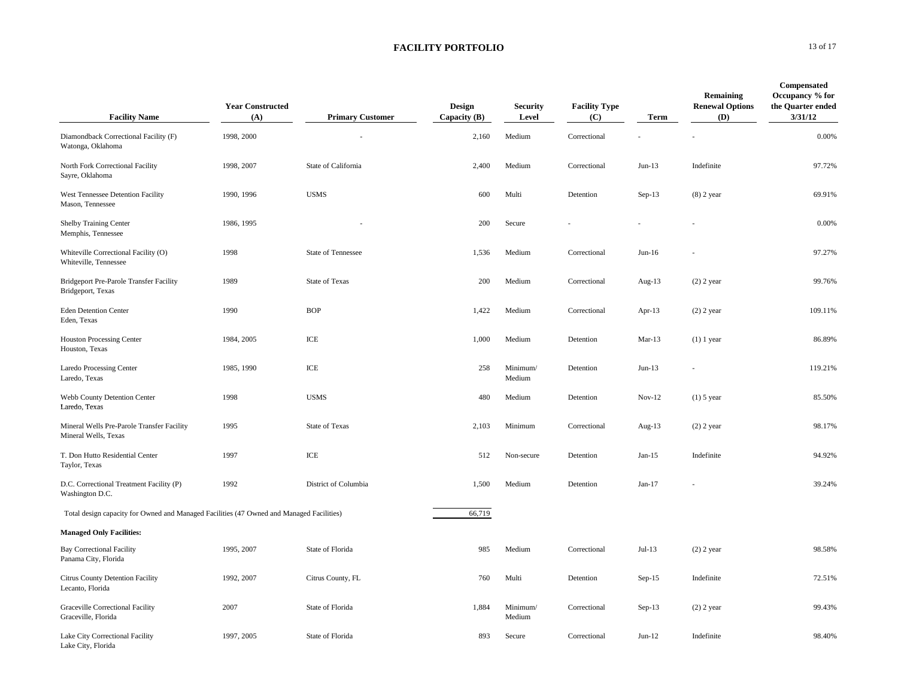## FACILITY PORTFOLIO

| Facility Name | Year Constructed (A) | Primary Customer | Design Capacity (B) | Security Level | Facility Type (C) | Term | Remaining Renewal Options (D) | Compensated Occupancy % for the Quarter ended 3/31/12 |
|---|---|---|---|---|---|---|---|---|
| Diamondback Correctional Facility (F) Watonga, Oklahoma | 1998, 2000 | - | 2,160 | Medium | Correctional | - | - | 0.00% |
| North Fork Correctional Facility Sayre, Oklahoma | 1998, 2007 | State of California | 2,400 | Medium | Correctional | Jun-13 | Indefinite | 97.72% |
| West Tennessee Detention Facility Mason, Tennessee | 1990, 1996 | USMS | 600 | Multi | Detention | Sep-13 | (8) 2 year | 69.91% |
| Shelby Training Center Memphis, Tennessee | 1986, 1995 | - | 200 | Secure | - | - | - | 0.00% |
| Whiteville Correctional Facility (O) Whiteville, Tennessee | 1998 | State of Tennessee | 1,536 | Medium | Correctional | Jun-16 | - | 97.27% |
| Bridgeport Pre-Parole Transfer Facility Bridgeport, Texas | 1989 | State of Texas | 200 | Medium | Correctional | Aug-13 | (2) 2 year | 99.76% |
| Eden Detention Center Eden, Texas | 1990 | BOP | 1,422 | Medium | Correctional | Apr-13 | (2) 2 year | 109.11% |
| Houston Processing Center Houston, Texas | 1984, 2005 | ICE | 1,000 | Medium | Detention | Mar-13 | (1) 1 year | 86.89% |
| Laredo Processing Center Laredo, Texas | 1985, 1990 | ICE | 258 | Minimum/ Medium | Detention | Jun-13 | - | 119.21% |
| Webb County Detention Center Laredo, Texas | 1998 | USMS | 480 | Medium | Detention | Nov-12 | (1) 5 year | 85.50% |
| Mineral Wells Pre-Parole Transfer Facility Mineral Wells, Texas | 1995 | State of Texas | 2,103 | Minimum | Correctional | Aug-13 | (2) 2 year | 98.17% |
| T. Don Hutto Residential Center Taylor, Texas | 1997 | ICE | 512 | Non-secure | Detention | Jan-15 | Indefinite | 94.92% |
| D.C. Correctional Treatment Facility (P) Washington D.C. | 1992 | District of Columbia | 1,500 | Medium | Detention | Jan-17 | - | 39.24% |
| Total design capacity for Owned and Managed Facilities (47 Owned and Managed Facilities) | | | 66,719 | | | | | |
| **Managed Only Facilities:** | | | | | | | | |
| Bay Correctional Facility Panama City, Florida | 1995, 2007 | State of Florida | 985 | Medium | Correctional | Jul-13 | (2) 2 year | 98.58% |
| Citrus County Detention Facility Lecanto, Florida | 1992, 2007 | Citrus County, FL | 760 | Multi | Detention | Sep-15 | Indefinite | 72.51% |
| Graceville Correctional Facility Graceville, Florida | 2007 | State of Florida | 1,884 | Minimum/ Medium | Correctional | Sep-13 | (2) 2 year | 99.43% |
| Lake City Correctional Facility Lake City, Florida | 1997, 2005 | State of Florida | 893 | Secure | Correctional | Jun-12 | Indefinite | 98.40% |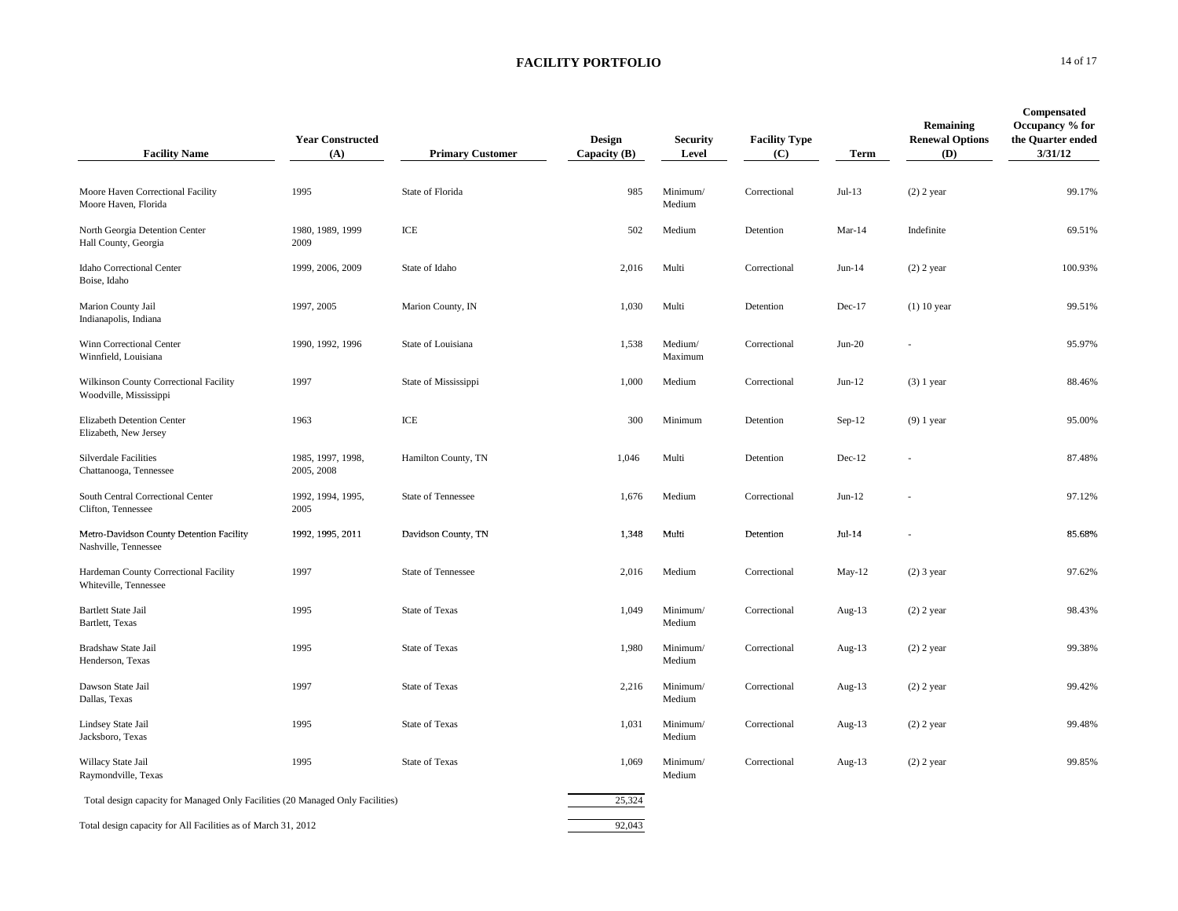# FACILITY PORTFOLIO

| Facility Name | Year Constructed (A) | Primary Customer | Design Capacity (B) | Security Level | Facility Type (C) | Term | Remaining Renewal Options (D) | Compensated Occupancy % for the Quarter ended 3/31/12 |
|---|---|---|---|---|---|---|---|---|
| Moore Haven Correctional Facility<br>Moore Haven, Florida | 1995 | State of Florida | 985 | Minimum/ Medium | Correctional | Jul-13 | (2) 2 year | 99.17% |
| North Georgia Detention Center<br>Hall County, Georgia | 1980, 1989, 1999 2009 | ICE | 502 | Medium | Detention | Mar-14 | Indefinite | 69.51% |
| Idaho Correctional Center<br>Boise, Idaho | 1999, 2006, 2009 | State of Idaho | 2,016 | Multi | Correctional | Jun-14 | (2) 2 year | 100.93% |
| Marion County Jail<br>Indianapolis, Indiana | 1997, 2005 | Marion County, IN | 1,030 | Multi | Detention | Dec-17 | (1) 10 year | 99.51% |
| Winn Correctional Center<br>Winnfield, Louisiana | 1990, 1992, 1996 | State of Louisiana | 1,538 | Medium/ Maximum | Correctional | Jun-20 | - | 95.97% |
| Wilkinson County Correctional Facility<br>Woodville, Mississippi | 1997 | State of Mississippi | 1,000 | Medium | Correctional | Jun-12 | (3) 1 year | 88.46% |
| Elizabeth Detention Center<br>Elizabeth, New Jersey | 1963 | ICE | 300 | Minimum | Detention | Sep-12 | (9) 1 year | 95.00% |
| Silverdale Facilities<br>Chattanooga, Tennessee | 1985, 1997, 1998, 2005, 2008 | Hamilton County, TN | 1,046 | Multi | Detention | Dec-12 | - | 87.48% |
| South Central Correctional Center<br>Clifton, Tennessee | 1992, 1994, 1995, 2005 | State of Tennessee | 1,676 | Medium | Correctional | Jun-12 | - | 97.12% |
| Metro-Davidson County Detention Facility<br>Nashville, Tennessee | 1992, 1995, 2011 | Davidson County, TN | 1,348 | Multi | Detention | Jul-14 | - | 85.68% |
| Hardeman County Correctional Facility<br>Whiteville, Tennessee | 1997 | State of Tennessee | 2,016 | Medium | Correctional | May-12 | (2) 3 year | 97.62% |
| Bartlett State Jail<br>Bartlett, Texas | 1995 | State of Texas | 1,049 | Minimum/ Medium | Correctional | Aug-13 | (2) 2 year | 98.43% |
| Bradshaw State Jail<br>Henderson, Texas | 1995 | State of Texas | 1,980 | Minimum/ Medium | Correctional | Aug-13 | (2) 2 year | 99.38% |
| Dawson State Jail<br>Dallas, Texas | 1997 | State of Texas | 2,216 | Minimum/ Medium | Correctional | Aug-13 | (2) 2 year | 99.42% |
| Lindsey State Jail<br>Jacksboro, Texas | 1995 | State of Texas | 1,031 | Minimum/ Medium | Correctional | Aug-13 | (2) 2 year | 99.48% |
| Willacy State Jail<br>Raymondville, Texas | 1995 | State of Texas | 1,069 | Minimum/ Medium | Correctional | Aug-13 | (2) 2 year | 99.85% |
| Total design capacity for Managed Only Facilities (20 Managed Only Facilities) | | | 25,324 | | | | | |
| Total design capacity for All Facilities as of March 31, 2012 | | | 92,043 | | | | | |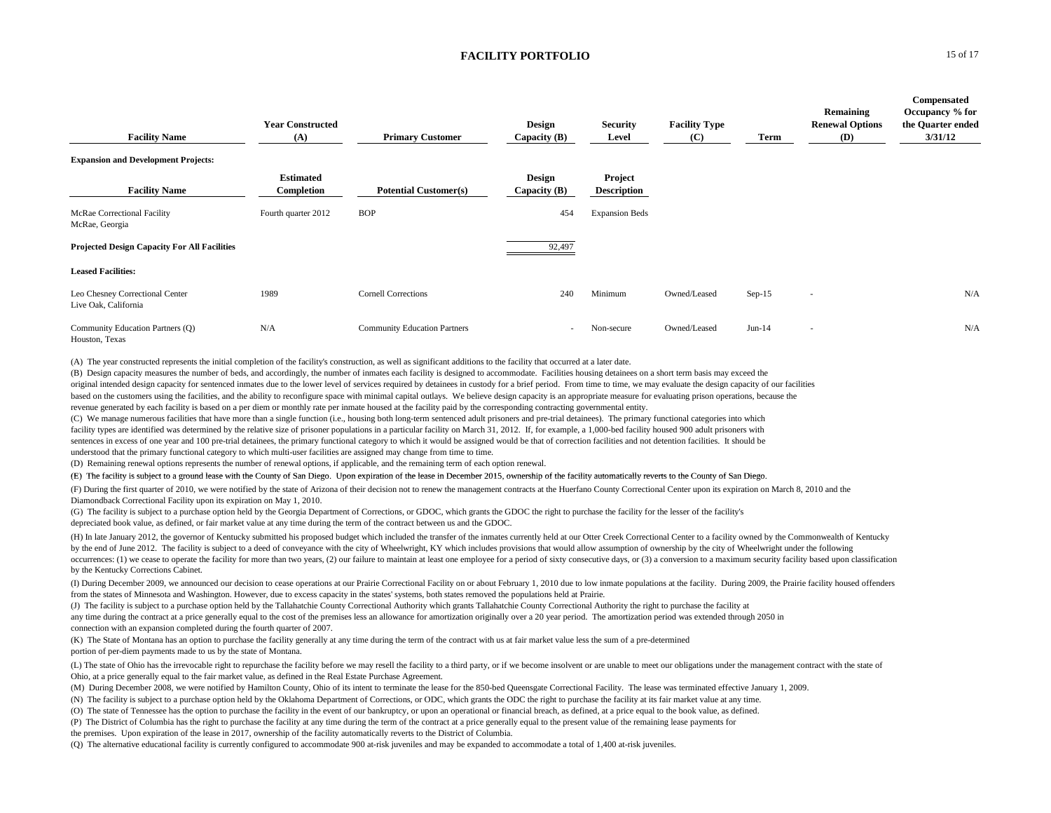# FACILITY PORTFOLIO

| Facility Name | Year Constructed (A) | Primary Customer | Design Capacity (B) | Security Level | Facility Type (C) | Term | Remaining Renewal Options (D) | Compensated Occupancy % for the Quarter ended 3/31/12 |
|---|---|---|---|---|---|---|---|---|
| **Expansion and Development Projects:** | | | | | | | | |
| **Facility Name** | **Estimated Completion** | **Potential Customer(s)** | **Design Capacity (B)** | **Project Description** | | | | |
| McRae Correctional Facility<br>McRae, Georgia | Fourth quarter 2012 | BOP | 454 | Expansion Beds | | | | |
| **Projected Design Capacity For All Facilities** | | | 92,497 | | | | | |
| **Leased Facilities:** | | | | | | | | |
| Leo Chesney Correctional Center<br>Live Oak, California | 1989 | Cornell Corrections | 240 | Minimum | Owned/Leased | Sep-15 | - | N/A |
| Community Education Partners (Q)<br>Houston, Texas | N/A | Community Education Partners | - | Non-secure | Owned/Leased | Jun-14 | - | N/A |

(A) The year constructed represents the initial completion of the facility's construction, as well as significant additions to the facility that occurred at a later date.

(B) Design capacity measures the number of beds, and accordingly, the number of inmates each facility is designed to accommodate. Facilities housing detainees on a short term basis may exceed the original intended design capacity for sentenced inmates due to the lower level of services required by detainees in custody for a brief period. From time to time, we may evaluate the design capacity of our facilities based on the customers using the facilities, and the ability to reconfigure space with minimal capital outlays. We believe design capacity is an appropriate measure for evaluating prison operations, because the revenue generated by each facility is based on a per diem or monthly rate per inmate housed at the facility paid by the corresponding contracting governmental entity.

(C) We manage numerous facilities that have more than a single function (i.e., housing both long-term sentenced adult prisoners and pre-trial detainees). The primary functional categories into which facility types are identified was determined by the relative size of prisoner populations in a particular facility on March 31, 2012. If, for example, a 1,000-bed facility housed 900 adult prisoners with sentences in excess of one year and 100 pre-trial detainees, the primary functional category to which it would be assigned would be that of correction facilities and not detention facilities. It should be understood that the primary functional category to which multi-user facilities are assigned may change from time to time.

(D) Remaining renewal options represents the number of renewal options, if applicable, and the remaining term of each option renewal.

(E) The facility is subject to a ground lease with the County of San Diego. Upon expiration of the lease in December 2015, ownership of the facility automatically reverts to the County of San Diego.

(F) During the first quarter of 2010, we were notified by the state of Arizona of their decision not to renew the management contracts at the Huerfano County Correctional Center upon its expiration on March 8, 2010 and the Diamondback Correctional Facility upon its expiration on May 1, 2010.

(G) The facility is subject to a purchase option held by the Georgia Department of Corrections, or GDOC, which grants the GDOC the right to purchase the facility for the lesser of the facility's depreciated book value, as defined, or fair market value at any time during the term of the contract between us and the GDOC.

(H) In late January 2012, the governor of Kentucky submitted his proposed budget which included the transfer of the inmates currently held at our Otter Creek Correctional Center to a facility owned by the Commonwealth of Kentucky by the end of June 2012. The facility is subject to a deed of conveyance with the city of Wheelwright, KY which includes provisions that would allow assumption of ownership by the city of Wheelwright under the following occurrences: (1) we cease to operate the facility for more than two years, (2) our failure to maintain at least one employee for a period of sixty consecutive days, or (3) a conversion to a maximum security facility based upon classification by the Kentucky Corrections Cabinet.

(I) During December 2009, we announced our decision to cease operations at our Prairie Correctional Facility on or about February 1, 2010 due to low inmate populations at the facility. During 2009, the Prairie facility housed offenders from the states of Minnesota and Washington. However, due to excess capacity in the states' systems, both states removed the populations held at Prairie.

(J) The facility is subject to a purchase option held by the Tallahatchie County Correctional Authority which grants Tallahatchie County Correctional Authority the right to purchase the facility at any time during the contract at a price generally equal to the cost of the premises less an allowance for amortization originally over a 20 year period. The amortization period was extended through 2050 in connection with an expansion completed during the fourth quarter of 2007.

(K) The State of Montana has an option to purchase the facility generally at any time during the term of the contract with us at fair market value less the sum of a pre-determined portion of per-diem payments made to us by the state of Montana.

(L) The state of Ohio has the irrevocable right to repurchase the facility before we may resell the facility to a third party, or if we become insolvent or are unable to meet our obligations under the management contract with the state of Ohio, at a price generally equal to the fair market value, as defined in the Real Estate Purchase Agreement.

(M) During December 2008, we were notified by Hamilton County, Ohio of its intent to terminate the lease for the 850-bed Queensgate Correctional Facility. The lease was terminated effective January 1, 2009.

(N) The facility is subject to a purchase option held by the Oklahoma Department of Corrections, or ODC, which grants the ODC the right to purchase the facility at its fair market value at any time.

(O) The state of Tennessee has the option to purchase the facility in the event of our bankruptcy, or upon an operational or financial breach, as defined, at a price equal to the book value, as defined.

(P) The District of Columbia has the right to purchase the facility at any time during the term of the contract at a price generally equal to the present value of the remaining lease payments for the premises. Upon expiration of the lease in 2017, ownership of the facility automatically reverts to the District of Columbia.

(Q) The alternative educational facility is currently configured to accommodate 900 at-risk juveniles and may be expanded to accommodate a total of 1,400 at-risk juveniles.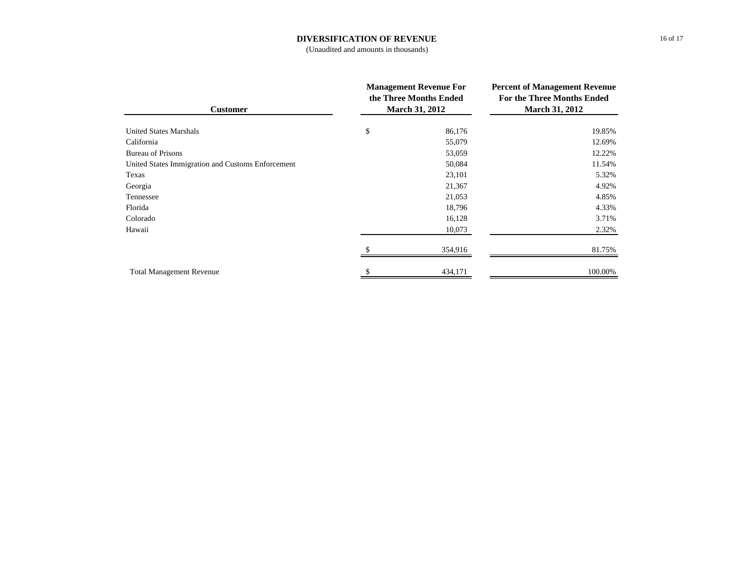# DIVERSIFICATION OF REVENUE

(Unaudited and amounts in thousands)

| Customer | Management Revenue For the Three Months Ended March 31, 2012 | Percent of Management Revenue For the Three Months Ended March 31, 2012 |
|---|---|---|
| United States Marshals | $ 86,176 | 19.85% |
| California | 55,079 | 12.69% |
| Bureau of Prisons | 53,059 | 12.22% |
| United States Immigration and Customs Enforcement | 50,084 | 11.54% |
| Texas | 23,101 | 5.32% |
| Georgia | 21,367 | 4.92% |
| Tennessee | 21,053 | 4.85% |
| Florida | 18,796 | 4.33% |
| Colorado | 16,128 | 3.71% |
| Hawaii | 10,073 | 2.32% |
| | $ 354,916 | 81.75% |
| Total Management Revenue | $ 434,171 | 100.00% |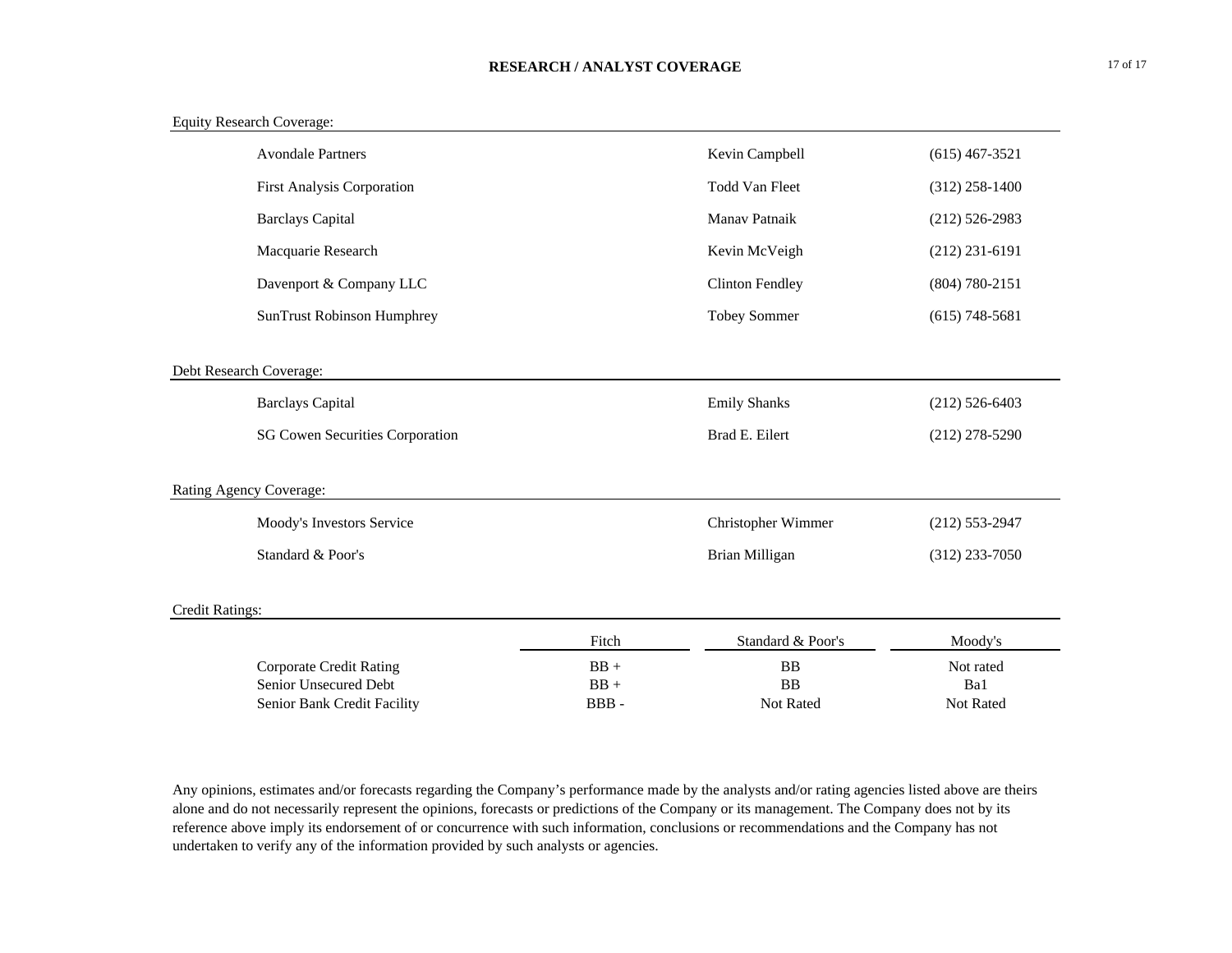# RESEARCH / ANALYST COVERAGE

## Equity Research Coverage:

| | | |
|---|---|---|
| Avondale Partners | Kevin Campbell | (615) 467-3521 |
| First Analysis Corporation | Todd Van Fleet | (312) 258-1400 |
| Barclays Capital | Manav Patnaik | (212) 526-2983 |
| Macquarie Research | Kevin McVeigh | (212) 231-6191 |
| Davenport & Company LLC | Clinton Fendley | (804) 780-2151 |
| SunTrust Robinson Humphrey | Tobey Sommer | (615) 748-5681 |

## Debt Research Coverage:

| | | |
|---|---|---|
| Barclays Capital | Emily Shanks | (212) 526-6403 |
| SG Cowen Securities Corporation | Brad E. Eilert | (212) 278-5290 |

## Rating Agency Coverage:

| | | |
|---|---|---|
| Moody's Investors Service | Christopher Wimmer | (212) 553-2947 |
| Standard & Poor's | Brian Milligan | (312) 233-7050 |

## Credit Ratings:

| | Fitch | Standard & Poor's | Moody's |
|---|---|---|---|
| Corporate Credit Rating | BB + | BB | Not rated |
| Senior Unsecured Debt | BB + | BB | Ba1 |
| Senior Bank Credit Facility | BBB - | Not Rated | Not Rated |

Any opinions, estimates and/or forecasts regarding the Company's performance made by the analysts and/or rating agencies listed above are theirs alone and do not necessarily represent the opinions, forecasts or predictions of the Company or its management. The Company does not by its reference above imply its endorsement of or concurrence with such information, conclusions or recommendations and the Company has not undertaken to verify any of the information provided by such analysts or agencies.